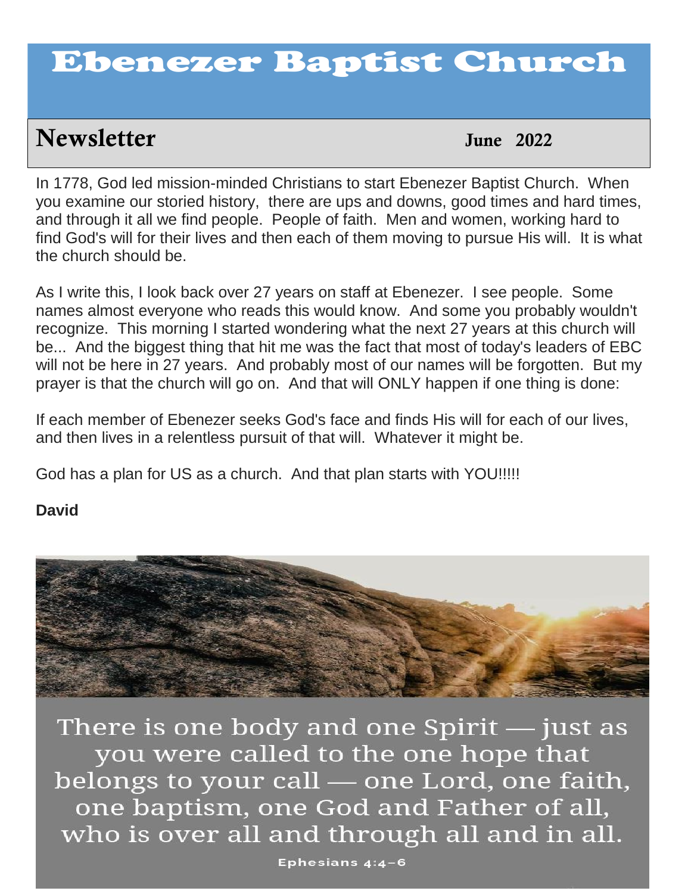# Ebenezer Baptist Church

## Newsletter

**June 2022**

In 1778, God led mission-minded Christians to start Ebenezer Baptist Church. When you examine our storied history, there are ups and downs, good times and hard times, and through it all we find people. People of faith. Men and women, working hard to find God's will for their lives and then each of them moving to pursue His will. It is what the church should be.

As I write this, I look back over 27 years on staff at Ebenezer. I see people. Some names almost everyone who reads this would know. And some you probably wouldn't recognize. This morning I started wondering what the next 27 years at this church will be... And the biggest thing that hit me was the fact that most of today's leaders of EBC will not be here in 27 years. And probably most of our names will be forgotten. But my prayer is that the church will go on. And that will ONLY happen if one thing is done:

If each member of Ebenezer seeks God's face and finds His will for each of our lives, and then lives in a relentless pursuit of that will. Whatever it might be.

God has a plan for US as a church. And that plan starts with YOU!!!!!

**David**

There is one body and one Spirit — just as you were called to the one hope that belongs to your call — one Lord, one faith, one baptism, one God and Father of all, who is over all and through all and in all.

**Ephesians 4:4–6**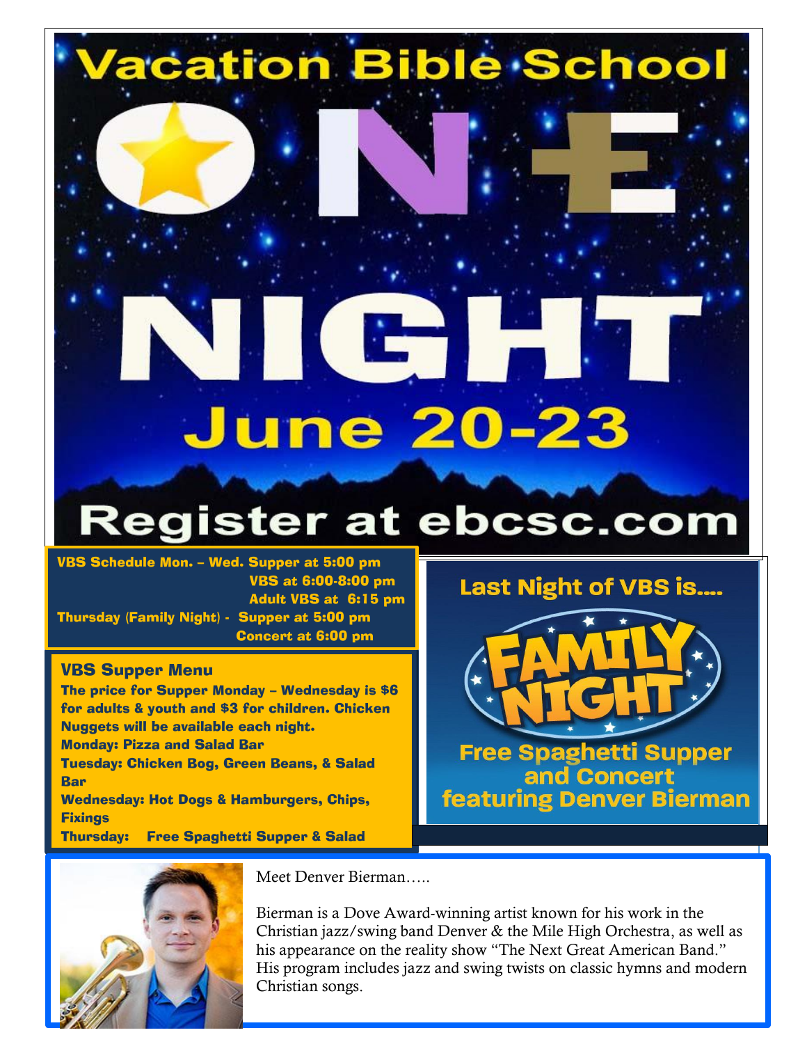# Vacation Bible School

# ONE NIGHT

## June 20-23

## Register at ebcsc.com

**VBS Schedule Mon. – Wed. Supper at 5:00 pm**
**VBS at 6:00-8:00 pm**
**Adult VBS at 6:15 pm**
**Thursday (Family Night) - Supper at 5:00 pm**
**Concert at 6:00 pm**

### VBS Supper Menu

**The price for Supper Monday – Wednesday is $6 for adults & youth and $3 for children. Chicken Nuggets will be available each night.**

**Monday: Pizza and Salad Bar**

**Tuesday: Chicken Bog, Green Beans, & Salad Bar**

**Wednesday: Hot Dogs & Hamburgers, Chips, Fixings**

**Thursday: Free Spaghetti Supper & Salad**

### Last Night of VBS is....

## FAMILY NIGHT

**Free Spaghetti Supper and Concert featuring Denver Bierman**

Meet Denver Bierman…..

Bierman is a Dove Award-winning artist known for his work in the Christian jazz/swing band Denver & the Mile High Orchestra, as well as his appearance on the reality show "The Next Great American Band." His program includes jazz and swing twists on classic hymns and modern Christian songs.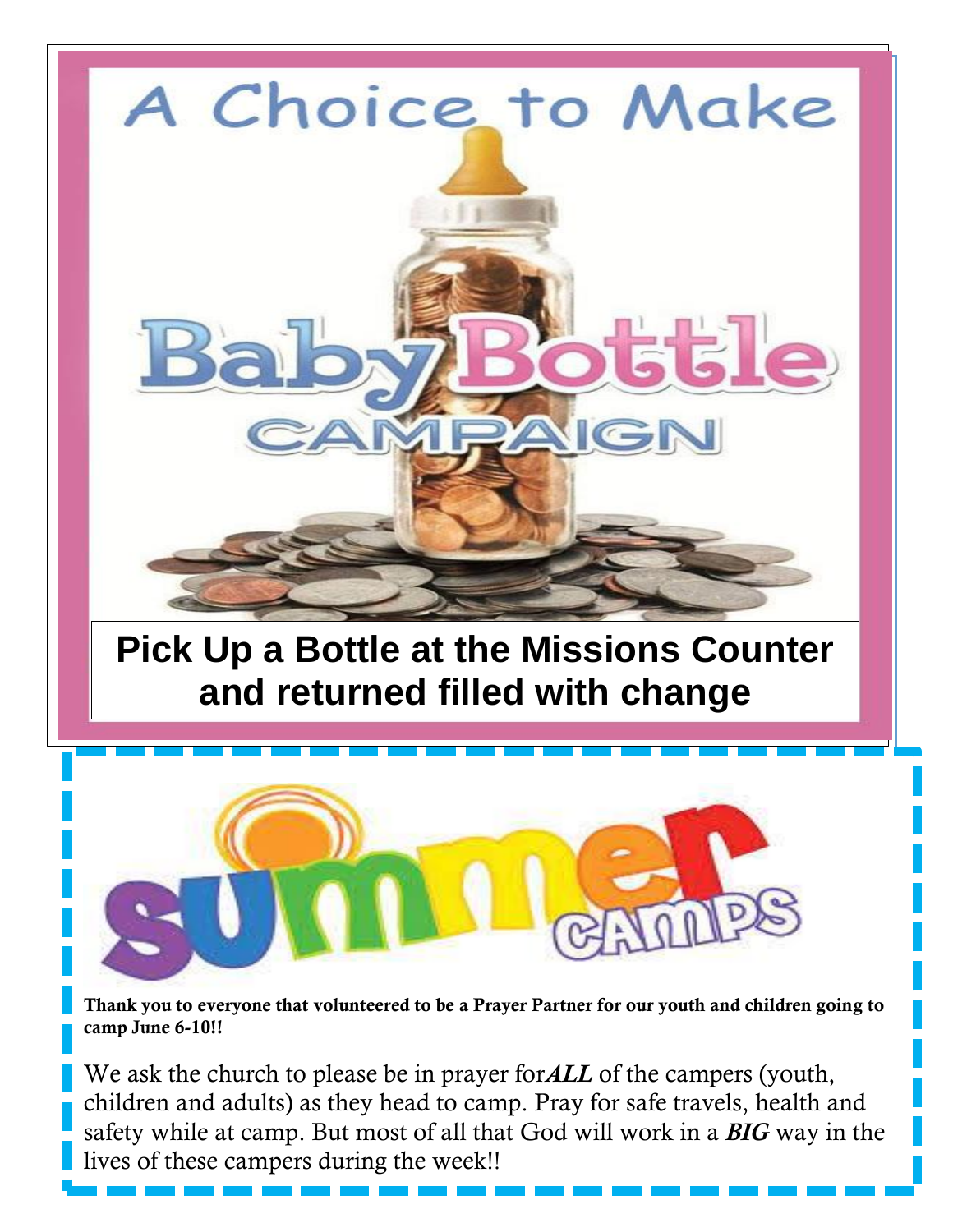# A Choice to Make

## Baby Bottle CAMPAIGN

**Pick Up a Bottle at the Missions Counter and returned filled with change**

## summer CAMPS

**Thank you to everyone that volunteered to be a Prayer Partner for our youth and children going to camp June 6-10!!**

We ask the church to please be in prayer for***ALL*** of the campers (youth, children and adults) as they head to camp. Pray for safe travels, health and safety while at camp. But most of all that God will work in a ***BIG*** way in the lives of these campers during the week!!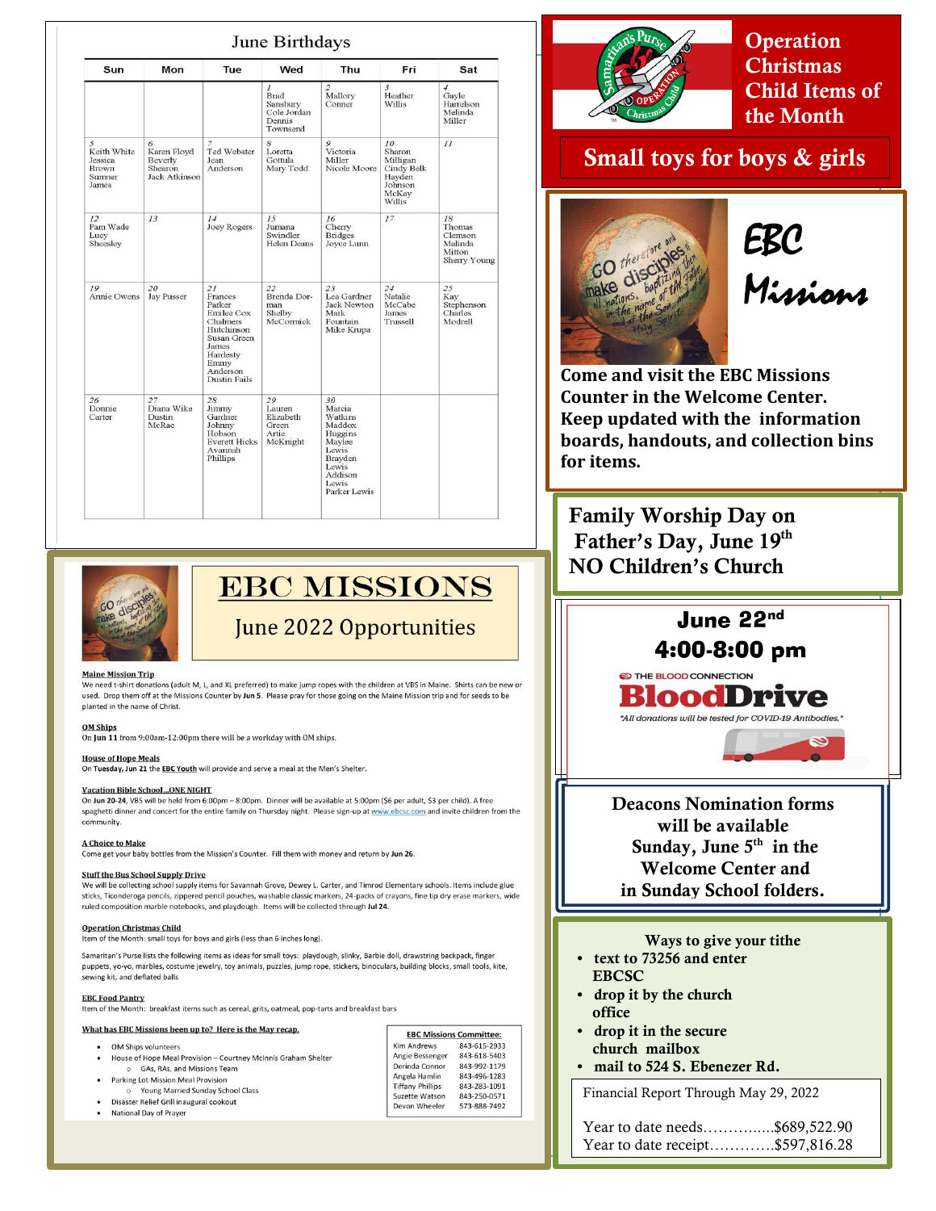## June Birthdays

| Sun | Mon | Tue | Wed | Thu | Fri | Sat |
|---|---|---|---|---|---|---|
| | | | 1 Brad Sansbury Cole Jordan Dennis Townsend | 2 Mallory Conner | 3 Heather Willis | 4 Gayle Harrelson Melinda Miller |
| 5 Keith White Jessica Brown Sumner James | 6 Karen Floyd Beverly Shearon Jack Atkinson | 7 Ted Webster Jean Anderson | 8 Loretta Gottula Mary Todd | 9 Victoria Miller Nicole Moore | 10 Sharon Milligan Cindy Belk Hayden Johnson McKay Willis | 11 |
| 12 Pam Wade Lucy Sheesley | 13 | 14 Joey Rogers | 15 Jumana Swindler Helen Deans | 16 Cherry Bridges Joyce Lunn | 17 | 18 Thomas Clemson Malinda Mitton Sherry Young |
| 19 Annie Owens | 20 Jay Pusser | 21 Frances Parker Emilee Cox Chalmers Hutchinson Susan Green James Hardesty Emmy Anderson Dustin Fails | 22 Brenda Dorman Shelby McCormick | 23 Lea Gardner Jack Newton Mark Fountain Mike Krupa | 24 Natalie McCabe James Trussell | 25 Kay Stephenson Charles Modrell |
| 26 Donnie Carter | 27 Diana Wike Dustin McRae | 28 Jimmy Gardner Johnny Hobson Everett Hicks Avannah Phillips | 29 Lauren Elizabeth Green Artie McKnight | 30 Marcia Watkins Maddox Huggins Maylee Lewis Brayden Lewis Addison Lewis Parker Lewis | | |

# EBC MISSIONS

## June 2022 Opportunities

**Maine Mission Trip**
We need t-shirt donations (adult M, L, and XL preferred) to make jump ropes with the children at VBS in Maine. Shirts can be new or used. Drop them off at the Missions Counter by Jun 5. Please pray for those going on the Maine Mission trip and for seeds to be planted in the name of Christ.

**OM Ships**
On Jun 11 from 9:00am-12:00pm there will be a workday with OM ships.

**House of Hope Meals**
On Tuesday, Jun 21 the EBC Youth will provide and serve a meal at the Men's Shelter.

**Vacation Bible School…ONE NIGHT**
On Jun 20-24, VBS will be held from 6:00pm – 8:00pm. Dinner will be available at 5:00pm ($6 per adult, $3 per child). A free spaghetti dinner and concert for the entire family on Thursday night. Please sign-up at www.ebcsc.com and invite children from the community.

**A Choice to Make**
Come get your baby bottles from the Mission's Counter. Fill them with money and return by Jun 26.

**Stuff the Bus School Supply Drive**
We will be collecting school supply items for Savannah Grove, Dewey L. Carter, and Timrod Elementary schools. Items include glue sticks, Ticonderoga pencils, zippered pencil pouches, washable classic markers, 24-packs of crayons, fine tip dry erase markers, wide ruled composition marble notebooks, and playdough. Items will be collected through Jul 24.

**Operation Christmas Child**
Item of the Month: small toys for boys and girls (less than 6 inches long).

Samaritan's Purse lists the following items as ideas for small toys: playdough, slinky, Barbie doll, drawstring backpack, finger puppets, yo-yo, marbles, costume jewelry, toy animals, puzzles, jump rope, stickers, binoculars, building blocks, small tools, kite, sewing kit, and deflated balls

**EBC Food Pantry**
Item of the Month: breakfast items such as cereal, grits, oatmeal, pop-tarts and breakfast bars

**What has EBC Missions been up to? Here is the May recap.**

- OM Ships volunteers
- House of Hope Meal Provision – Courtney McInnis Graham Shelter
  - GAs, RAs, and Missions Team
- Parking Lot Mission Meal Provision
  - Young Married Sunday School Class
- Disaster Relief Grill inaugural cookout
- National Day of Prayer

**EBC Missions Committee:**

| | |
|---|---|
| Kim Andrews | 843-615-2933 |
| Angie Bessenger | 843-618-5403 |
| Derinda Connor | 843-992-1179 |
| Angela Hamlin | 843-496-1283 |
| Tiffany Phillips | 843-283-1091 |
| Suzette Watson | 843-250-0571 |
| Devon Wheeler | 573-888-7492 |

## Operation Christmas Child Items of the Month

**Small toys for boys & girls**

## EBC Missions

**Come and visit the EBC Missions Counter in the Welcome Center. Keep updated with the information boards, handouts, and collection bins for items.**

**Family Worship Day on Father's Day, June 19th**
**NO Children's Church**

**June 22nd**
**4:00-8:00 pm**

THE BLOOD CONNECTION
**BloodDrive**
*"All donations will be tested for COVID-19 Antibodies."*

**Deacons Nomination forms will be available Sunday, June 5th in the Welcome Center and in Sunday School folders.**

**Ways to give your tithe**

- **text to 73256 and enter EBCSC**
- **drop it by the church office**
- **drop it in the secure church mailbox**
- **mail to 524 S. Ebenezer Rd.**

Financial Report Through May 29, 2022

Year to date needs…………….$689,522.90
Year to date receipt………….$597,816.28